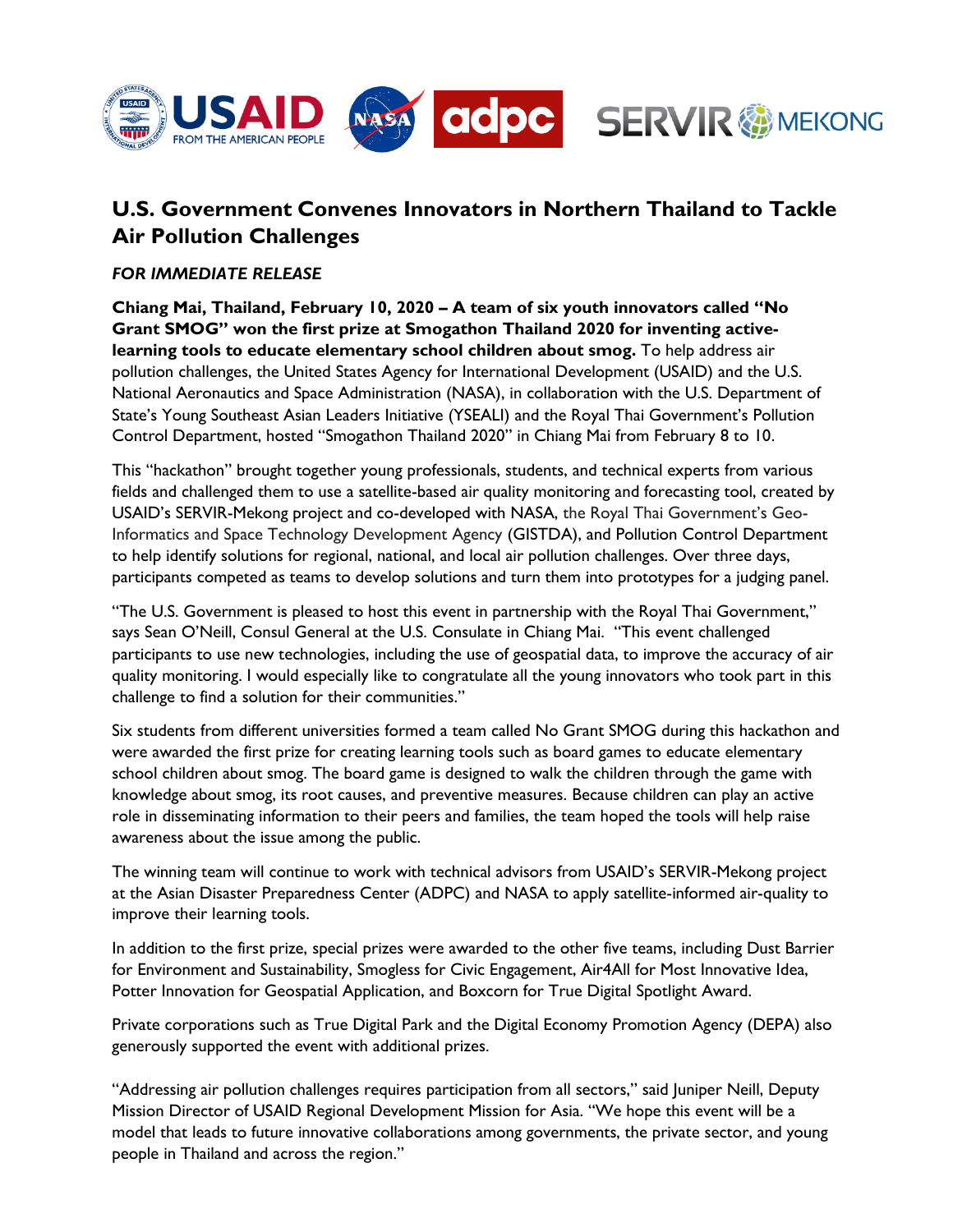# U.S. Government Convenes Innovators in Northern Thailand to Tackle Air Pollution Challenges

***FOR IMMEDIATE RELEASE***

**Chiang Mai, Thailand, February 10, 2020 – A team of six youth innovators called "No Grant SMOG" won the first prize at Smogathon Thailand 2020 for inventing active-learning tools to educate elementary school children about smog.** To help address air pollution challenges, the United States Agency for International Development (USAID) and the U.S. National Aeronautics and Space Administration (NASA), in collaboration with the U.S. Department of State's Young Southeast Asian Leaders Initiative (YSEALI) and the Royal Thai Government's Pollution Control Department, hosted "Smogathon Thailand 2020" in Chiang Mai from February 8 to 10.

This "hackathon" brought together young professionals, students, and technical experts from various fields and challenged them to use a satellite-based air quality monitoring and forecasting tool, created by USAID's SERVIR-Mekong project and co-developed with NASA, the Royal Thai Government's Geo-Informatics and Space Technology Development Agency (GISTDA), and Pollution Control Department to help identify solutions for regional, national, and local air pollution challenges. Over three days, participants competed as teams to develop solutions and turn them into prototypes for a judging panel.

"The U.S. Government is pleased to host this event in partnership with the Royal Thai Government," says Sean O'Neill, Consul General at the U.S. Consulate in Chiang Mai. "This event challenged participants to use new technologies, including the use of geospatial data, to improve the accuracy of air quality monitoring. I would especially like to congratulate all the young innovators who took part in this challenge to find a solution for their communities."

Six students from different universities formed a team called No Grant SMOG during this hackathon and were awarded the first prize for creating learning tools such as board games to educate elementary school children about smog. The board game is designed to walk the children through the game with knowledge about smog, its root causes, and preventive measures. Because children can play an active role in disseminating information to their peers and families, the team hoped the tools will help raise awareness about the issue among the public.

The winning team will continue to work with technical advisors from USAID's SERVIR-Mekong project at the Asian Disaster Preparedness Center (ADPC) and NASA to apply satellite-informed air-quality to improve their learning tools.

In addition to the first prize, special prizes were awarded to the other five teams, including Dust Barrier for Environment and Sustainability, Smogless for Civic Engagement, Air4All for Most Innovative Idea, Potter Innovation for Geospatial Application, and Boxcorn for True Digital Spotlight Award.

Private corporations such as True Digital Park and the Digital Economy Promotion Agency (DEPA) also generously supported the event with additional prizes.

"Addressing air pollution challenges requires participation from all sectors," said Juniper Neill, Deputy Mission Director of USAID Regional Development Mission for Asia. "We hope this event will be a model that leads to future innovative collaborations among governments, the private sector, and young people in Thailand and across the region."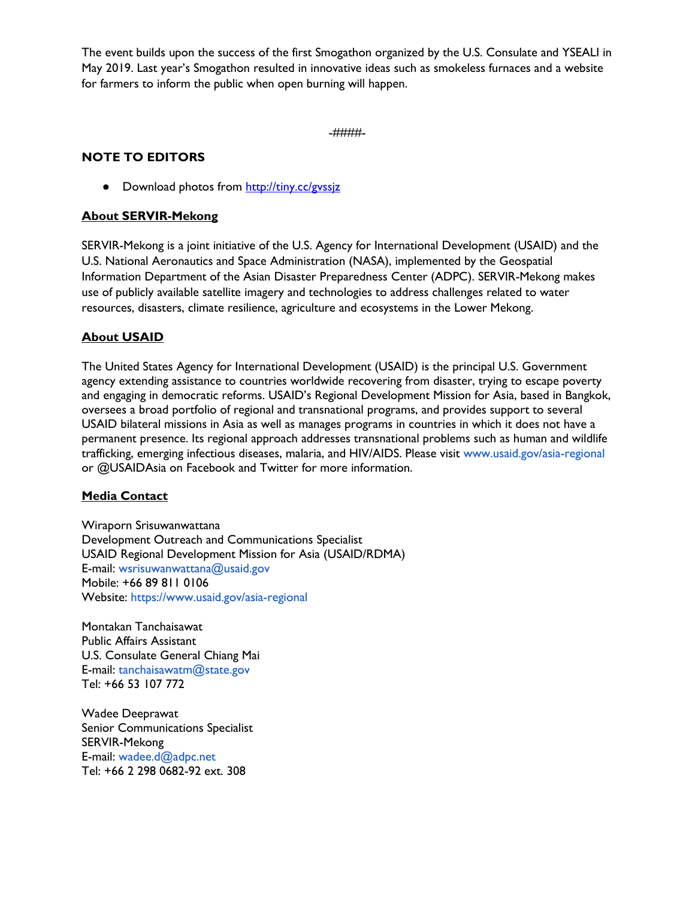The event builds upon the success of the first Smogathon organized by the U.S. Consulate and YSEALI in May 2019. Last year's Smogathon resulted in innovative ideas such as smokeless furnaces and a website for farmers to inform the public when open burning will happen.

-#####-

**NOTE TO EDITORS**

- Download photos from [http://tiny.cc/gvssjz](http://tiny.cc/gvssjz)

**About SERVIR-Mekong**

SERVIR-Mekong is a joint initiative of the U.S. Agency for International Development (USAID) and the U.S. National Aeronautics and Space Administration (NASA), implemented by the Geospatial Information Department of the Asian Disaster Preparedness Center (ADPC). SERVIR-Mekong makes use of publicly available satellite imagery and technologies to address challenges related to water resources, disasters, climate resilience, agriculture and ecosystems in the Lower Mekong.

**About USAID**

The United States Agency for International Development (USAID) is the principal U.S. Government agency extending assistance to countries worldwide recovering from disaster, trying to escape poverty and engaging in democratic reforms. USAID's Regional Development Mission for Asia, based in Bangkok, oversees a broad portfolio of regional and transnational programs, and provides support to several USAID bilateral missions in Asia as well as manages programs in countries in which it does not have a permanent presence. Its regional approach addresses transnational problems such as human and wildlife trafficking, emerging infectious diseases, malaria, and HIV/AIDS. Please visit www.usaid.gov/asia-regional or @USAIDAsia on Facebook and Twitter for more information.

**Media Contact**

Wiraporn Srisuwanwattana
Development Outreach and Communications Specialist
USAID Regional Development Mission for Asia (USAID/RDMA)
E-mail: wsrisuwanwattana@usaid.gov
Mobile: +66 89 811 0106
Website: https://www.usaid.gov/asia-regional

Montakan Tanchaisawat
Public Affairs Assistant
U.S. Consulate General Chiang Mai
E-mail: tanchaisawatm@state.gov
Tel: +66 53 107 772

Wadee Deeprawat
Senior Communications Specialist
SERVIR-Mekong
E-mail: wadee.d@adpc.net
Tel: +66 2 298 0682-92 ext. 308